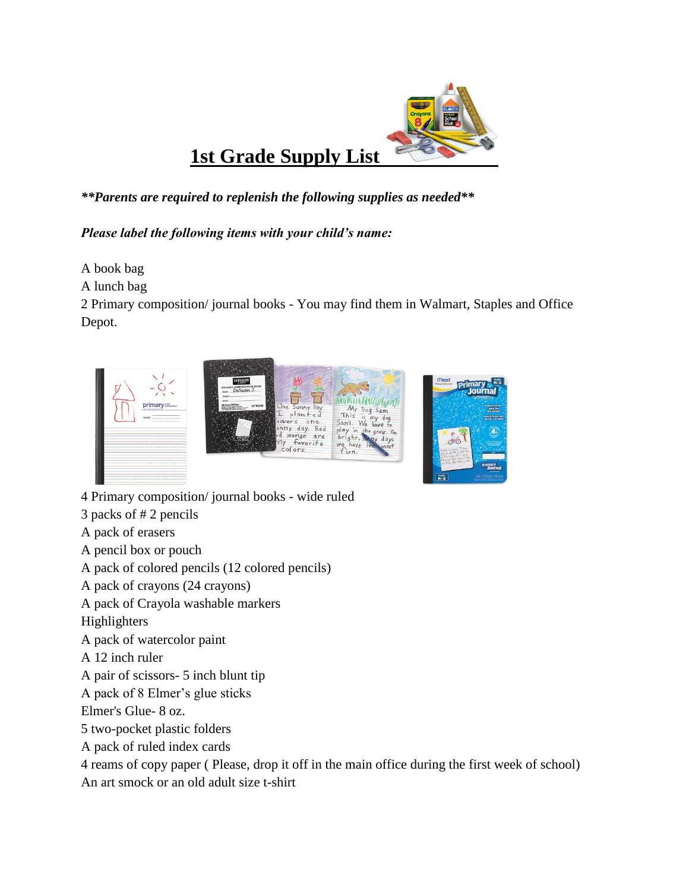# 1st Grade Supply List

***\*Parents are required to replenish the following supplies as needed\*\****

***Please label the following items with your child's name:***

A book bag
A lunch bag
2 Primary composition/ journal books - You may find them in Walmart, Staples and Office Depot.

4 Primary composition/ journal books - wide ruled
3 packs of # 2 pencils
A pack of erasers
A pencil box or pouch
A pack of colored pencils (12 colored pencils)
A pack of crayons (24 crayons)
A pack of Crayola washable markers
Highlighters
A pack of watercolor paint
A 12 inch ruler
A pair of scissors- 5 inch blunt tip
A pack of 8 Elmer's glue sticks
Elmer's Glue- 8 oz.
5 two-pocket plastic folders
A pack of ruled index cards
4 reams of copy paper ( Please, drop it off in the main office during the first week of school)
An art smock or an old adult size t-shirt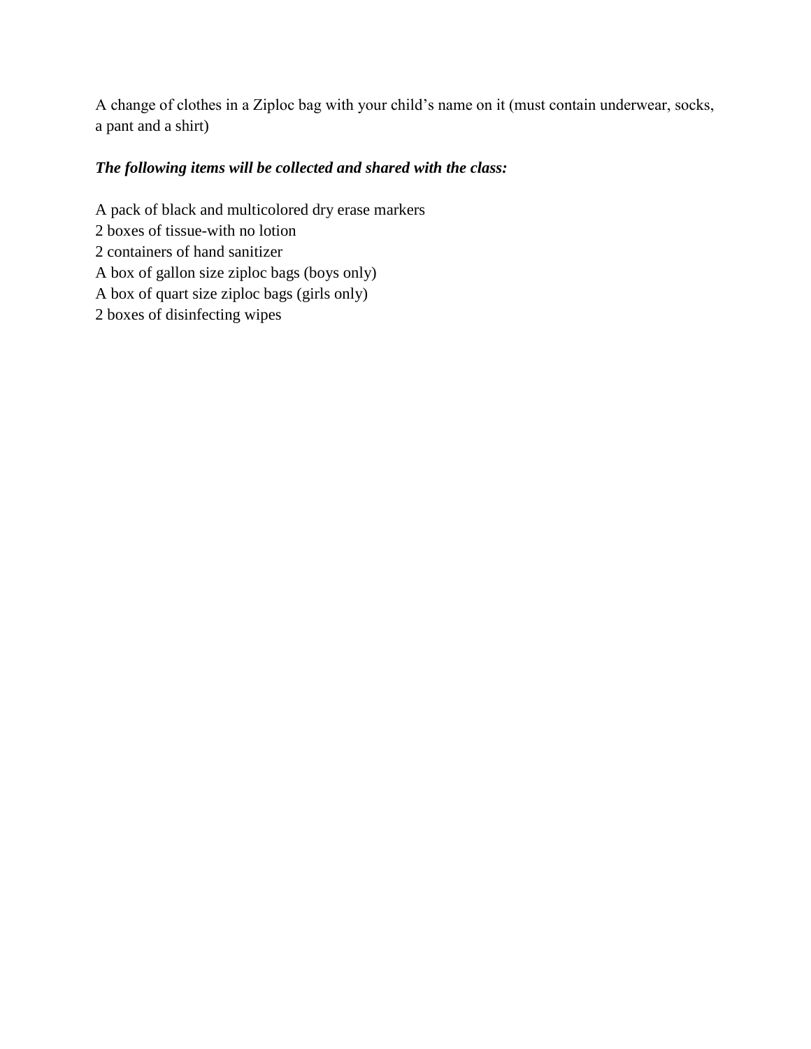A change of clothes in a Ziploc bag with your child's name on it (must contain underwear, socks, a pant and a shirt)

***The following items will be collected and shared with the class:***

A pack of black and multicolored dry erase markers
2 boxes of tissue-with no lotion
2 containers of hand sanitizer
A box of gallon size ziploc bags (boys only)
A box of quart size ziploc bags (girls only)
2 boxes of disinfecting wipes